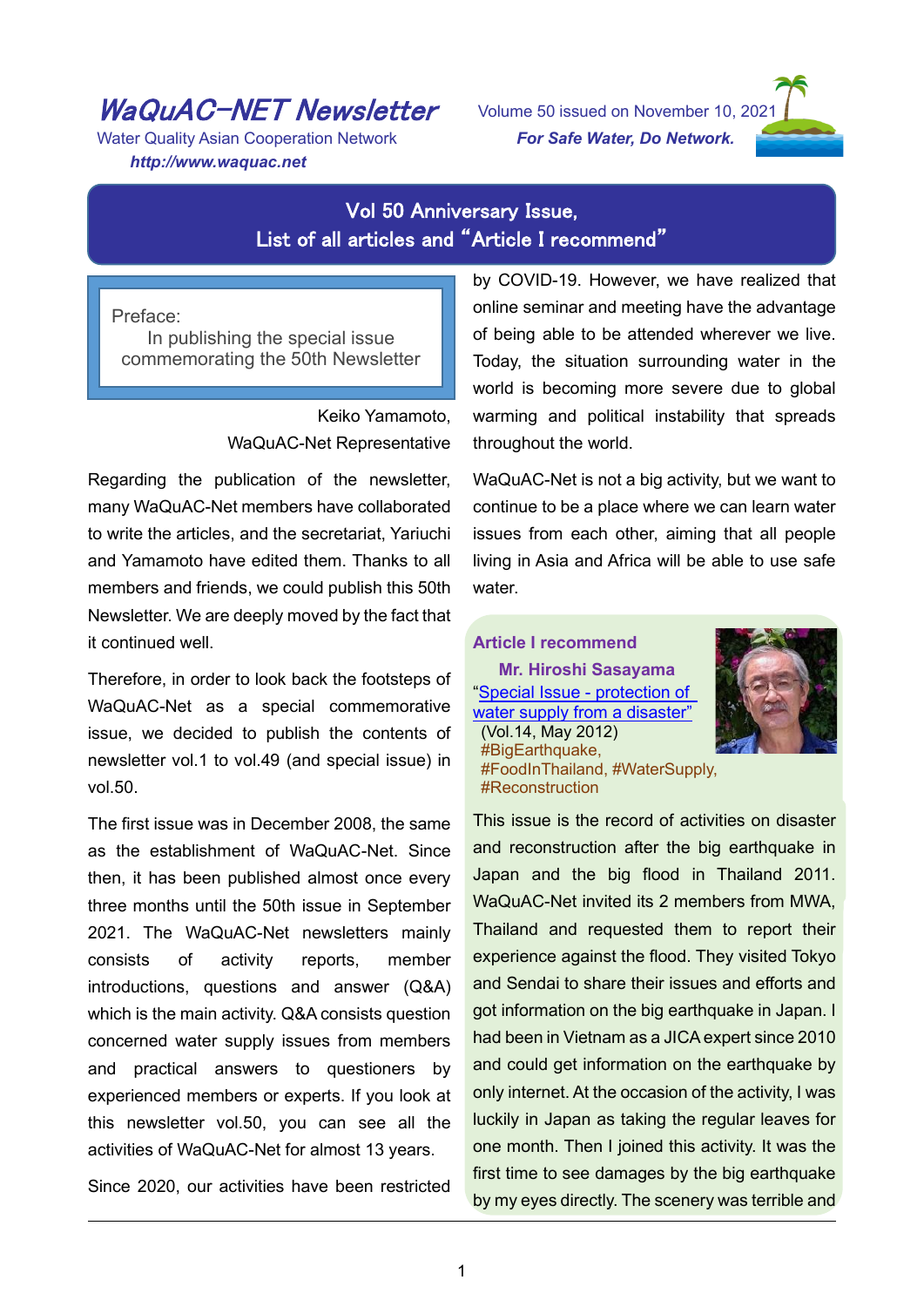# WaQuAC-NET Newsletter

Water Quality Asian Cooperation Network

***http://www.waquac.net***

Volume 50 issued on November 10, 2021

***For Safe Water, Do Network.***

## Vol 50 Anniversary Issue, List of all articles and "Article I recommend"

**Preface:**
In publishing the special issue commemorating the 50th Newsletter

Keiko Yamamoto,
WaQuAC-Net Representative

Regarding the publication of the newsletter, many WaQuAC-Net members have collaborated to write the articles, and the secretariat, Yariuchi and Yamamoto have edited them. Thanks to all members and friends, we could publish this 50th Newsletter. We are deeply moved by the fact that it continued well.

Therefore, in order to look back the footsteps of WaQuAC-Net as a special commemorative issue, we decided to publish the contents of newsletter vol.1 to vol.49 (and special issue) in vol.50.

The first issue was in December 2008, the same as the establishment of WaQuAC-Net. Since then, it has been published almost once every three months until the 50th issue in September 2021. The WaQuAC-Net newsletters mainly consists of activity reports, member introductions, questions and answer (Q&A) which is the main activity. Q&A consists question concerned water supply issues from members and practical answers to questioners by experienced members or experts. If you look at this newsletter vol.50, you can see all the activities of WaQuAC-Net for almost 13 years.

Since 2020, our activities have been restricted by COVID-19. However, we have realized that online seminar and meeting have the advantage of being able to be attended wherever we live. Today, the situation surrounding water in the world is becoming more severe due to global warming and political instability that spreads throughout the world.

WaQuAC-Net is not a big activity, but we want to continue to be a place where we can learn water issues from each other, aiming that all people living in Asia and Africa will be able to use safe water.

### Article I recommend

**Mr. Hiroshi Sasayama**

"Special Issue - protection of water supply from a disaster"
(Vol.14, May 2012)
#BigEarthquake, #FoodInThailand, #WaterSupply, #Reconstruction

This issue is the record of activities on disaster and reconstruction after the big earthquake in Japan and the big flood in Thailand 2011. WaQuAC-Net invited its 2 members from MWA, Thailand and requested them to report their experience against the flood. They visited Tokyo and Sendai to share their issues and efforts and got information on the big earthquake in Japan. I had been in Vietnam as a JICA expert since 2010 and could get information on the earthquake by only internet. At the occasion of the activity, I was luckily in Japan as taking the regular leaves for one month. Then I joined this activity. It was the first time to see damages by the big earthquake by my eyes directly. The scenery was terrible and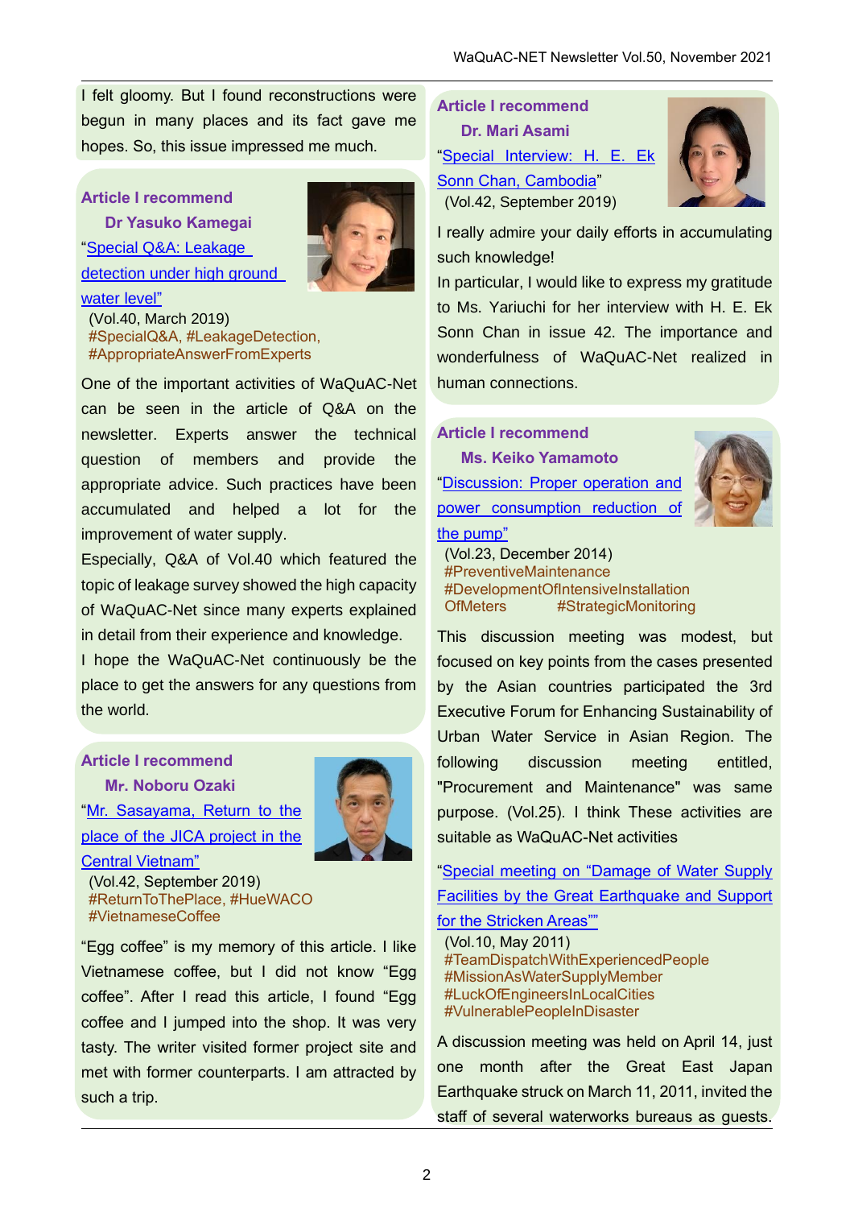I felt gloomy. But I found reconstructions were begun in many places and its fact gave me hopes. So, this issue impressed me much.

### Article I recommend

**Dr Yasuko Kamegai**

"Special Q&A: Leakage detection under high ground water level"

(Vol.40, March 2019)

#SpecialQ&A, #LeakageDetection, #AppropriateAnswerFromExperts

One of the important activities of WaQuAC-Net can be seen in the article of Q&A on the newsletter. Experts answer the technical question of members and provide the appropriate advice. Such practices have been accumulated and helped a lot for the improvement of water supply.

Especially, Q&A of Vol.40 which featured the topic of leakage survey showed the high capacity of WaQuAC-Net since many experts explained in detail from their experience and knowledge.

I hope the WaQuAC-Net continuously be the place to get the answers for any questions from the world.

### Article I recommend

**Mr. Noboru Ozaki**

"Mr. Sasayama, Return to the place of the JICA project in the Central Vietnam"

(Vol.42, September 2019)

#ReturnToThePlace, #HueWACO #VietnameseCoffee

"Egg coffee" is my memory of this article. I like Vietnamese coffee, but I did not know "Egg coffee". After I read this article, I found "Egg coffee and I jumped into the shop. It was very tasty. The writer visited former project site and met with former counterparts. I am attracted by such a trip.

### Article I recommend

**Dr. Mari Asami**

"Special Interview: H. E. Ek Sonn Chan, Cambodia"

(Vol.42, September 2019)

I really admire your daily efforts in accumulating such knowledge!

In particular, I would like to express my gratitude to Ms. Yariuchi for her interview with H. E. Ek Sonn Chan in issue 42. The importance and wonderfulness of WaQuAC-Net realized in human connections.

### Article I recommend

**Ms. Keiko Yamamoto**

"Discussion: Proper operation and power consumption reduction of the pump"

(Vol.23, December 2014)

#PreventiveMaintenance #DevelopmentOfIntensiveInstallationOfMeters #StrategicMonitoring

This discussion meeting was modest, but focused on key points from the cases presented by the Asian countries participated the 3rd Executive Forum for Enhancing Sustainability of Urban Water Service in Asian Region. The following discussion meeting entitled, "Procurement and Maintenance" was same purpose. (Vol.25). I think These activities are suitable as WaQuAC-Net activities

"Special meeting on "Damage of Water Supply Facilities by the Great Earthquake and Support for the Stricken Areas""

(Vol.10, May 2011)

#TeamDispatchWithExperiencedPeople #MissionAsWaterSupplyMember #LuckOfEngineersInLocalCities #VulnerablePeopleInDisaster

A discussion meeting was held on April 14, just one month after the Great East Japan Earthquake struck on March 11, 2011, invited the staff of several waterworks bureaus as guests.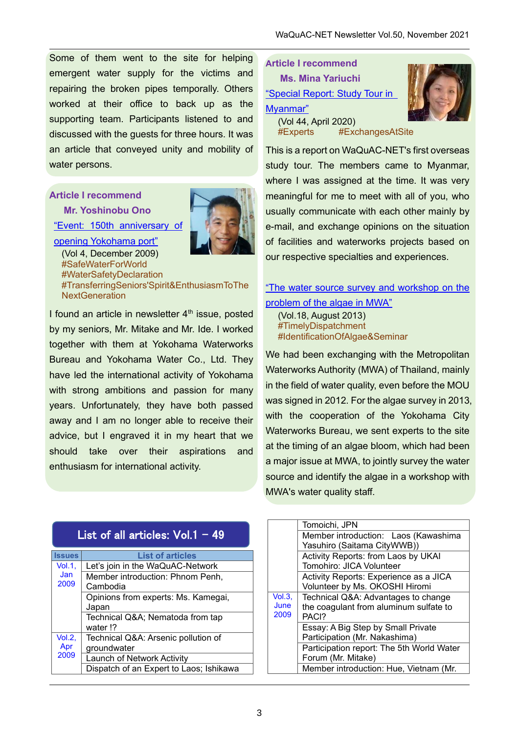Some of them went to the site for helping emergent water supply for the victims and repairing the broken pipes temporally. Others worked at their office to back up as the supporting team. Participants listened to and discussed with the guests for three hours. It was an article that conveyed unity and mobility of water persons.

### Article I recommend

**Mr. Yoshinobu Ono**

"Event: 150th anniversary of opening Yokohama port"

(Vol 4, December 2009)

#SafeWaterForWorld
#WaterSafetyDeclaration
#TransferringSeniors'Spirit&EnthusiasmToTheNextGeneration

I found an article in newsletter 4th issue, posted by my seniors, Mr. Mitake and Mr. Ide. I worked together with them at Yokohama Waterworks Bureau and Yokohama Water Co., Ltd. They have led the international activity of Yokohama with strong ambitions and passion for many years. Unfortunately, they have both passed away and I am no longer able to receive their advice, but I engraved it in my heart that we should take over their aspirations and enthusiasm for international activity.

### Article I recommend

**Ms. Mina Yariuchi**

"Special Report: Study Tour in Myanmar"

(Vol 44, April 2020)

#Experts #ExchangesAtSite

This is a report on WaQuAC-NET's first overseas study tour. The members came to Myanmar, where I was assigned at the time. It was very meaningful for me to meet with all of you, who usually communicate with each other mainly by e-mail, and exchange opinions on the situation of facilities and waterworks projects based on our respective specialties and experiences.

"The water source survey and workshop on the problem of the algae in MWA"

(Vol.18, August 2013)

#TimelyDispatchment
#IdentificationOfAlgae&Seminar

We had been exchanging with the Metropolitan Waterworks Authority (MWA) of Thailand, mainly in the field of water quality, even before the MOU was signed in 2012. For the algae survey in 2013, with the cooperation of the Yokohama City Waterworks Bureau, we sent experts to the site at the timing of an algae bloom, which had been a major issue at MWA, to jointly survey the water source and identify the algae in a workshop with MWA's water quality staff.

## List of all articles: Vol.1 – 49

| Issues | List of articles |
|---|---|
| Vol.1, Jan 2009 | Let's join in the WaQuAC-Network |
| | Member introduction: Phnom Penh, Cambodia |
| | Opinions from experts: Ms. Kamegai, Japan |
| | Technical Q&A; Nematoda from tap water !? |
| Vol.2, Apr 2009 | Technical Q&A: Arsenic pollution of groundwater |
| | Launch of Network Activity |
| | Dispatch of an Expert to Laos; Ishikawa Tomoichi, JPN |
| | Member introduction: Laos (Kawashima Yasuhiro (Saitama CityWWB)) |
| | Activity Reports: from Laos by UKAI Tomohiro: JICA Volunteer |
| | Activity Reports: Experience as a JICA Volunteer by Ms. OKOSHI Hiromi |
| Vol.3, June 2009 | Technical Q&A: Advantages to change the coagulant from aluminum sulfate to PACl? |
| | Essay: A Big Step by Small Private Participation (Mr. Nakashima) |
| | Participation report: The 5th World Water Forum (Mr. Mitake) |
| | Member introduction: Hue, Vietnam (Mr. |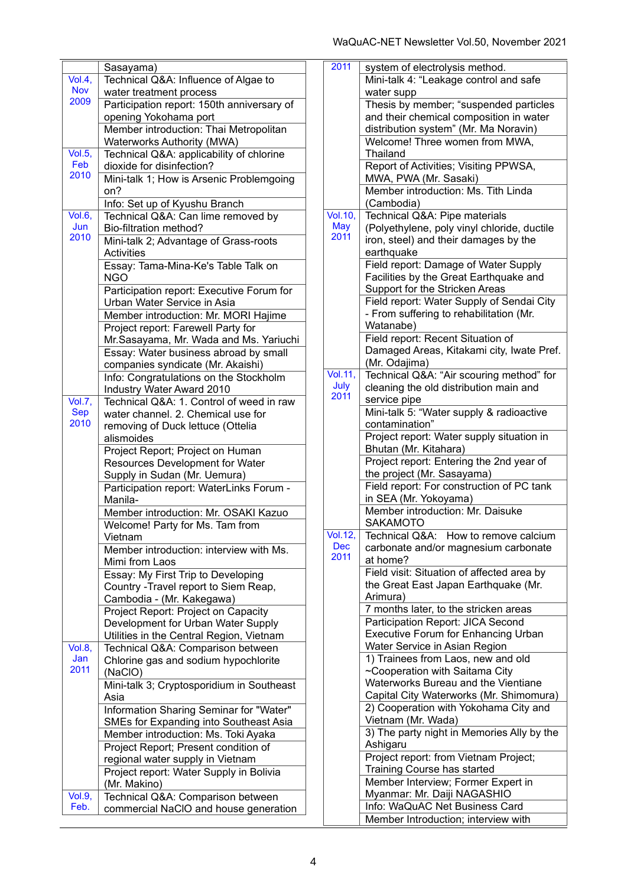| | |
|---|---|
| | Sasayama) |
| Vol.4, Nov 2009 | Technical Q&A: Influence of Algae to water treatment process |
| | Participation report: 150th anniversary of opening Yokohama port |
| | Member introduction: Thai Metropolitan Waterworks Authority (MWA) |
| Vol.5, Feb 2010 | Technical Q&A: applicability of chlorine dioxide for disinfection? |
| | Mini-talk 1; How is Arsenic Problemgoing on? |
| | Info: Set up of Kyushu Branch |
| Vol.6, Jun 2010 | Technical Q&A: Can lime removed by Bio-filtration method? |
| | Mini-talk 2; Advantage of Grass-roots Activities |
| | Essay: Tama-Mina-Ke's Table Talk on NGO |
| | Participation report: Executive Forum for Urban Water Service in Asia |
| | Member introduction: Mr. MORI Hajime |
| | Project report: Farewell Party for Mr.Sasayama, Mr. Wada and Ms. Yariuchi |
| | Essay: Water business abroad by small companies syndicate (Mr. Akaishi) |
| | Info: Congratulations on the Stockholm Industry Water Award 2010 |
| Vol.7, Sep 2010 | Technical Q&A: 1. Control of weed in raw water channel. 2. Chemical use for removing of Duck lettuce (Ottelia alismoides |
| | Project Report; Project on Human Resources Development for Water Supply in Sudan (Mr. Uemura) |
| | Participation report: WaterLinks Forum -Manila- |
| | Member introduction: Mr. OSAKI Kazuo |
| | Welcome! Party for Ms. Tam from Vietnam |
| | Member introduction: interview with Ms. Mimi from Laos |
| | Essay: My First Trip to Developing Country -Travel report to Siem Reap, Cambodia - (Mr. Kakegawa) |
| | Project Report: Project on Capacity Development for Urban Water Supply Utilities in the Central Region, Vietnam |
| Vol.8, Jan 2011 | Technical Q&A: Comparison between Chlorine gas and sodium hypochlorite (NaClO) |
| | Mini-talk 3; Cryptosporidium in Southeast Asia |
| | Information Sharing Seminar for "Water" SMEs for Expanding into Southeast Asia |
| | Member introduction: Ms. Toki Ayaka |
| | Project Report; Present condition of regional water supply in Vietnam |
| | Project report: Water Supply in Bolivia (Mr. Makino) |
| Vol.9, Feb. 2011 | Technical Q&A: Comparison between commercial NaClO and house generation system of electrolysis method. |
| | Mini-talk 4: "Leakage control and safe water supp |
| | Thesis by member; "suspended particles and their chemical composition in water distribution system" (Mr. Ma Noravin) |
| | Welcome! Three women from MWA, Thailand |
| | Report of Activities; Visiting PPWSA, MWA, PWA (Mr. Sasaki) |
| | Member introduction: Ms. Tith Linda (Cambodia) |
| Vol.10, May 2011 | Technical Q&A: Pipe materials (Polyethylene, poly vinyl chloride, ductile iron, steel) and their damages by the earthquake |
| | Field report: Damage of Water Supply Facilities by the Great Earthquake and Support for the Stricken Areas |
| | Field report: Water Supply of Sendai City - From suffering to rehabilitation (Mr. Watanabe) |
| | Field report: Recent Situation of Damaged Areas, Kitakami city, Iwate Pref. (Mr. Odajima) |
| Vol.11, July 2011 | Technical Q&A: "Air scouring method" for cleaning the old distribution main and service pipe |
| | Mini-talk 5: "Water supply & radioactive contamination" |
| | Project report: Water supply situation in Bhutan (Mr. Kitahara) |
| | Project report: Entering the 2nd year of the project (Mr. Sasayama) |
| | Field report: For construction of PC tank in SEA (Mr. Yokoyama) |
| | Member introduction: Mr. Daisuke SAKAMOTO |
| Vol.12, Dec 2011 | Technical Q&A: How to remove calcium carbonate and/or magnesium carbonate at home? |
| | Field visit: Situation of affected area by the Great East Japan Earthquake (Mr. Arimura) |
| | 7 months later, to the stricken areas |
| | Participation Report: JICA Second Executive Forum for Enhancing Urban Water Service in Asian Region |
| | 1) Trainees from Laos, new and old ~Cooperation with Saitama City Waterworks Bureau and the Vientiane Capital City Waterworks (Mr. Shimomura) |
| | 2) Cooperation with Yokohama City and Vietnam (Mr. Wada) |
| | 3) The party night in Memories Ally by the Ashigaru |
| | Project report: from Vietnam Project; Training Course has started |
| | Member Interview; Former Expert in Myanmar: Mr. Daiji NAGASHIO |
| | Info: WaQuAC Net Business Card |
| | Member Introduction; interview with |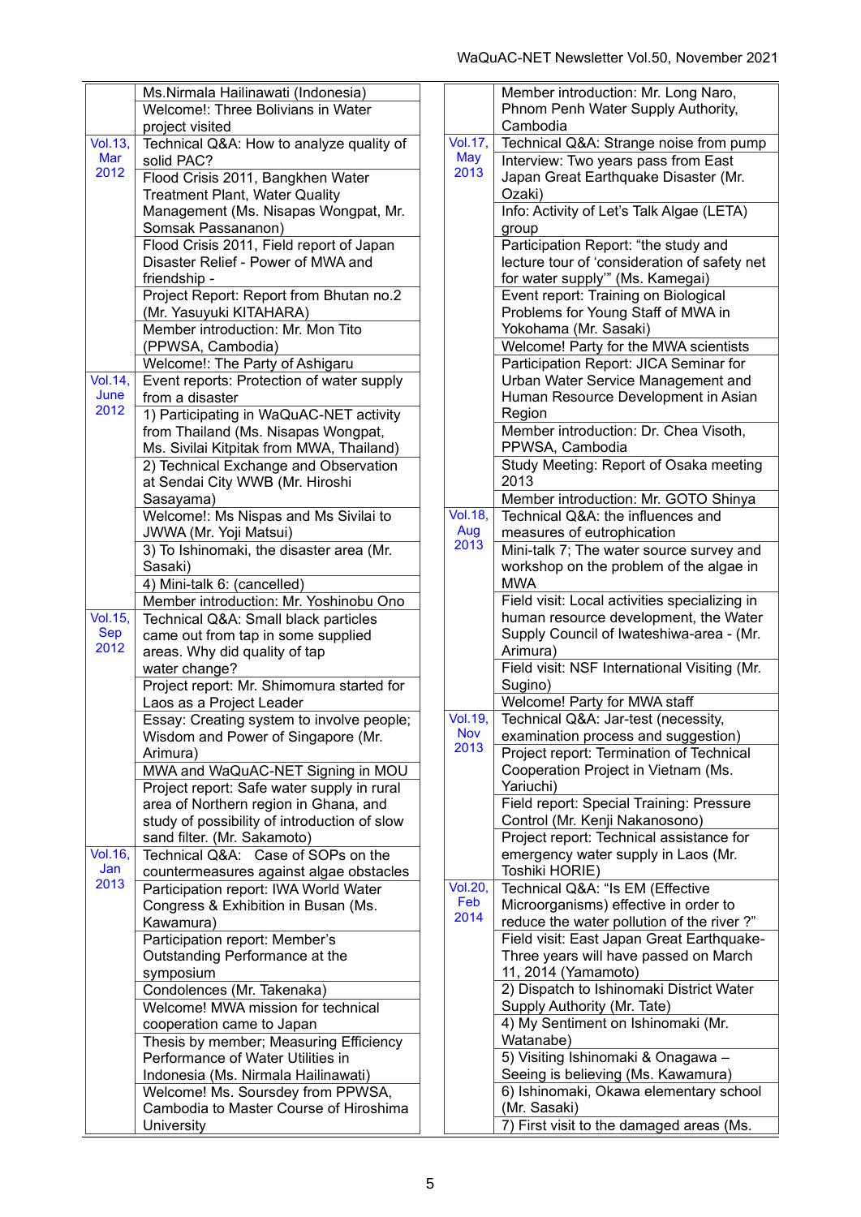| | |
|---|---|
| | Ms.Nirmala Hailinawati (Indonesia) |
| | Welcome!: Three Bolivians in Water project visited |
| Vol.13, Mar 2012 | Technical Q&A: How to analyze quality of solid PAC? |
| | Flood Crisis 2011, Bangkhen Water Treatment Plant, Water Quality Management (Ms. Nisapas Wongpat, Mr. Somsak Passananon) |
| | Flood Crisis 2011, Field report of Japan Disaster Relief - Power of MWA and friendship - |
| | Project Report: Report from Bhutan no.2 (Mr. Yasuyuki KITAHARA) |
| | Member introduction: Mr. Mon Tito (PPWSA, Cambodia) |
| | Welcome!: The Party of Ashigaru |
| Vol.14, June 2012 | Event reports: Protection of water supply from a disaster |
| | 1) Participating in WaQuAC-NET activity from Thailand (Ms. Nisapas Wongpat, Ms. Sivilai Kitpitak from MWA, Thailand) |
| | 2) Technical Exchange and Observation at Sendai City WWB (Mr. Hiroshi Sasayama) |
| | Welcome!: Ms Nispas and Ms Sivilai to JWWA (Mr. Yoji Matsui) |
| | 3) To Ishinomaki, the disaster area (Mr. Sasaki) |
| | 4) Mini-talk 6: (cancelled) |
| | Member introduction: Mr. Yoshinobu Ono |
| Vol.15, Sep 2012 | Technical Q&A: Small black particles came out from tap in some supplied areas. Why did quality of tap water change? |
| | Project report: Mr. Shimomura started for Laos as a Project Leader |
| | Essay: Creating system to involve people; Wisdom and Power of Singapore (Mr. Arimura) |
| | MWA and WaQuAC-NET Signing in MOU |
| | Project report: Safe water supply in rural area of Northern region in Ghana, and study of possibility of introduction of slow sand filter. (Mr. Sakamoto) |
| Vol.16, Jan 2013 | Technical Q&A: Case of SOPs on the countermeasures against algae obstacles |
| | Participation report: IWA World Water Congress & Exhibition in Busan (Ms. Kawamura) |
| | Participation report: Member's Outstanding Performance at the symposium |
| | Condolences (Mr. Takenaka) |
| | Welcome! MWA mission for technical cooperation came to Japan |
| | Thesis by member; Measuring Efficiency Performance of Water Utilities in Indonesia (Ms. Nirmala Hailinawati) |
| | Welcome! Ms. Soursdey from PPWSA, Cambodia to Master Course of Hiroshima University |
| | Member introduction: Mr. Long Naro, Phnom Penh Water Supply Authority, Cambodia |
| Vol.17, May 2013 | Technical Q&A: Strange noise from pump |
| | Interview: Two years pass from East Japan Great Earthquake Disaster (Mr. Ozaki) |
| | Info: Activity of Let's Talk Algae (LETA) group |
| | Participation Report: "the study and lecture tour of 'consideration of safety net for water supply'" (Ms. Kamegai) |
| | Event report: Training on Biological Problems for Young Staff of MWA in Yokohama (Mr. Sasaki) |
| | Welcome! Party for the MWA scientists |
| | Participation Report: JICA Seminar for Urban Water Service Management and Human Resource Development in Asian Region |
| | Member introduction: Dr. Chea Visoth, PPWSA, Cambodia |
| | Study Meeting: Report of Osaka meeting 2013 |
| | Member introduction: Mr. GOTO Shinya |
| Vol.18, Aug 2013 | Technical Q&A: the influences and measures of eutrophication |
| | Mini-talk 7; The water source survey and workshop on the problem of the algae in MWA |
| | Field visit: Local activities specializing in human resource development, the Water Supply Council of Iwateshiwa-area - (Mr. Arimura) |
| | Field visit: NSF International Visiting (Mr. Sugino) |
| | Welcome! Party for MWA staff |
| Vol.19, Nov 2013 | Technical Q&A: Jar-test (necessity, examination process and suggestion) |
| | Project report: Termination of Technical Cooperation Project in Vietnam (Ms. Yariuchi) |
| | Field report: Special Training: Pressure Control (Mr. Kenji Nakanosono) |
| | Project report: Technical assistance for emergency water supply in Laos (Mr. Toshiki HORIE) |
| Vol.20, Feb 2014 | Technical Q&A: "Is EM (Effective Microorganisms) effective in order to reduce the water pollution of the river ?" |
| | Field visit: East Japan Great Earthquake-Three years will have passed on March 11, 2014 (Yamamoto) |
| | 2) Dispatch to Ishinomaki District Water Supply Authority (Mr. Tate) |
| | 4) My Sentiment on Ishinomaki (Mr. Watanabe) |
| | 5) Visiting Ishinomaki & Onagawa – Seeing is believing (Ms. Kawamura) |
| | 6) Ishinomaki, Okawa elementary school (Mr. Sasaki) |
| | 7) First visit to the damaged areas (Ms. |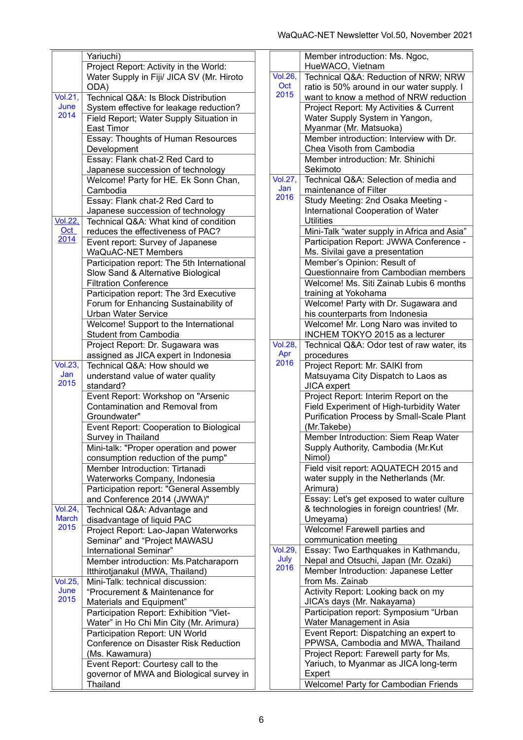| | |
|---|---|
| | Yariuchi) |
| | Project Report: Activity in the World: Water Supply in Fiji/ JICA SV (Mr. Hiroto ODA) |
| Vol.21, June 2014 | Technical Q&A: Is Block Distribution System effective for leakage reduction? |
| | Field Report; Water Supply Situation in East Timor |
| | Essay: Thoughts of Human Resources Development |
| | Essay: Flank chat-2 Red Card to Japanese succession of technology |
| | Welcome! Party for HE. Ek Sonn Chan, Cambodia |
| | Essay: Flank chat-2 Red Card to Japanese succession of technology |
| Vol.22, Oct 2014 | Technical Q&A: What kind of condition reduces the effectiveness of PAC? |
| | Event report: Survey of Japanese WaQuAC-NET Members |
| | Participation report: The 5th International Slow Sand & Alternative Biological Filtration Conference |
| | Participation report: The 3rd Executive Forum for Enhancing Sustainability of Urban Water Service |
| | Welcome! Support to the International Student from Cambodia |
| | Project Report: Dr. Sugawara was assigned as JICA expert in Indonesia |
| Vol.23, Jan 2015 | Technical Q&A: How should we understand value of water quality standard? |
| | Event Report: Workshop on "Arsenic Contamination and Removal from Groundwater" |
| | Event Report: Cooperation to Biological Survey in Thailand |
| | Mini-talk: "Proper operation and power consumption reduction of the pump" |
| | Member Introduction: Tirtanadi Waterworks Company, Indonesia |
| | Participation report: "General Assembly and Conference 2014 (JWWA)" |
| Vol.24, March 2015 | Technical Q&A: Advantage and disadvantage of liquid PAC |
| | Project Report: Lao-Japan Waterworks Seminar" and "Project MAWASU International Seminar" |
| | Member introduction: Ms.Patcharaporn Itthirotjanakul (MWA, Thailand) |
| Vol.25, June 2015 | Mini-Talk: technical discussion: "Procurement & Maintenance for Materials and Equipment" |
| | Participation Report: Exhibition "Viet-Water" in Ho Chi Min City (Mr. Arimura) |
| | Participation Report: UN World Conference on Disaster Risk Reduction (Ms. Kawamura) |
| | Event Report: Courtesy call to the governor of MWA and Biological survey in Thailand |
| | Member introduction: Ms. Ngoc, HueWACO, Vietnam |
| Vol.26, Oct 2015 | Technical Q&A: Reduction of NRW; NRW ratio is 50% around in our water supply. I want to know a method of NRW reduction |
| | Project Report: My Activities & Current Water Supply System in Yangon, Myanmar (Mr. Matsuoka) |
| | Member introduction: Interview with Dr. Chea Visoth from Cambodia |
| | Member introduction: Mr. Shinichi Sekimoto |
| Vol.27, Jan 2016 | Technical Q&A: Selection of media and maintenance of Filter |
| | Study Meeting: 2nd Osaka Meeting - International Cooperation of Water Utilities |
| | Mini-Talk "water supply in Africa and Asia" |
| | Participation Report: JWWA Conference - Ms. Sivilai gave a presentation |
| | Member's Opinion: Result of Questionnaire from Cambodian members |
| | Welcome! Ms. Siti Zainab Lubis 6 months training at Yokohama |
| | Welcome! Party with Dr. Sugawara and his counterparts from Indonesia |
| | Welcome! Mr. Long Naro was invited to INCHEM TOKYO 2015 as a lecturer |
| Vol.28, Apr 2016 | Technical Q&A: Odor test of raw water, its procedures |
| | Project Report: Mr. SAIKI from Matsuyama City Dispatch to Laos as JICA expert |
| | Project Report: Interim Report on the Field Experiment of High-turbidity Water Purification Process by Small-Scale Plant (Mr.Takebe) |
| | Member Introduction: Siem Reap Water Supply Authority, Cambodia (Mr.Kut Nimol) |
| | Field visit report: AQUATECH 2015 and water supply in the Netherlands (Mr. Arimura) |
| | Essay: Let's get exposed to water culture & technologies in foreign countries! (Mr. Umeyama) |
| | Welcome! Farewell parties and communication meeting |
| Vol.29, July 2016 | Essay: Two Earthquakes in Kathmandu, Nepal and Otsuchi, Japan (Mr. Ozaki) |
| | Member Introduction: Japanese Letter from Ms. Zainab |
| | Activity Report: Looking back on my JICA's days (Mr. Nakayama) |
| | Participation report: Symposium "Urban Water Management in Asia |
| | Event Report: Dispatching an expert to PPWSA, Cambodia and MWA, Thailand |
| | Project Report: Farewell party for Ms. Yariuch, to Myanmar as JICA long-term Expert |
| | Welcome! Party for Cambodian Friends |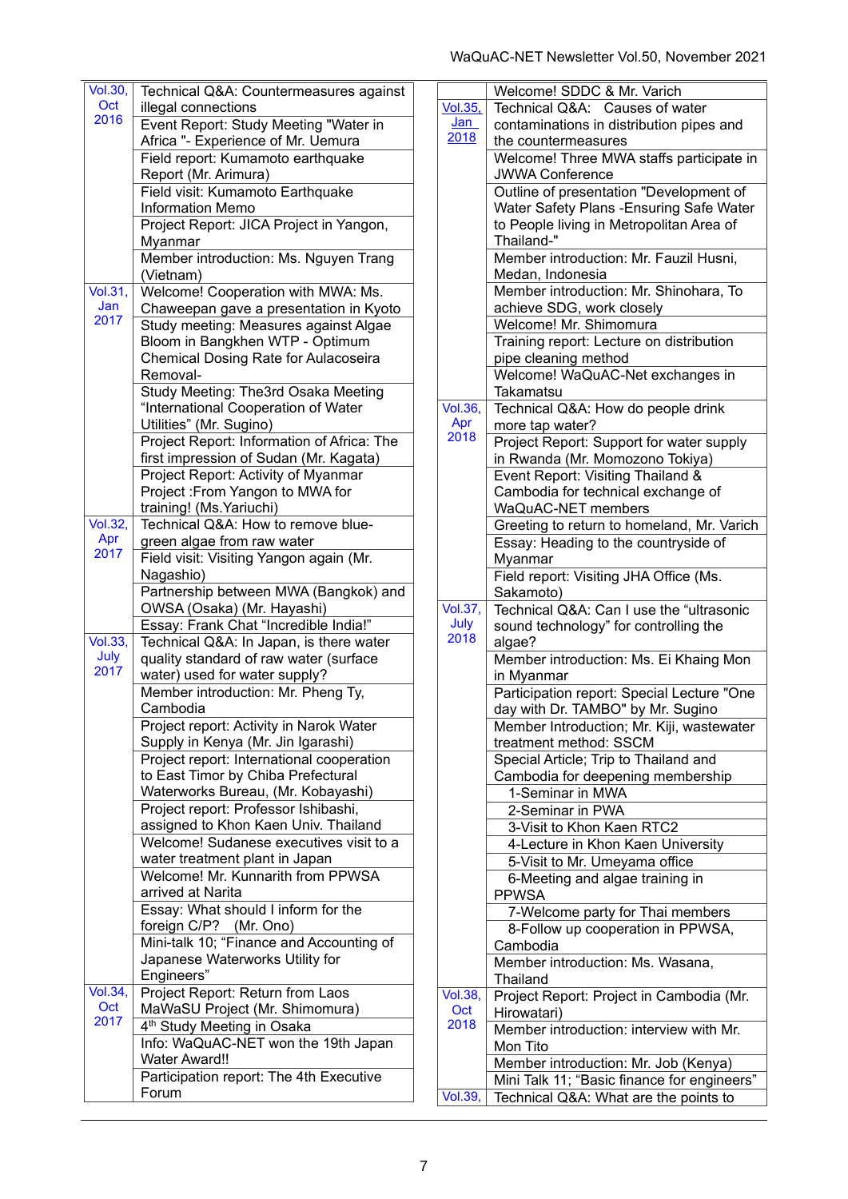| | |
|---|---|
| Vol.30, Oct 2016 | Technical Q&A: Countermeasures against illegal connections |
| | Event Report: Study Meeting "Water in Africa "- Experience of Mr. Uemura |
| | Field report: Kumamoto earthquake Report (Mr. Arimura) |
| | Field visit: Kumamoto Earthquake Information Memo |
| | Project Report: JICA Project in Yangon, Myanmar |
| | Member introduction: Ms. Nguyen Trang (Vietnam) |
| Vol.31, Jan 2017 | Welcome! Cooperation with MWA: Ms. Chaweepan gave a presentation in Kyoto |
| | Study meeting: Measures against Algae Bloom in Bangkhen WTP - Optimum Chemical Dosing Rate for Aulacoseira Removal- |
| | Study Meeting: The3rd Osaka Meeting “International Cooperation of Water Utilities” (Mr. Sugino) |
| | Project Report: Information of Africa: The first impression of Sudan (Mr. Kagata) |
| | Project Report: Activity of Myanmar Project :From Yangon to MWA for training! (Ms.Yariuchi) |
| Vol.32, Apr 2017 | Technical Q&A: How to remove blue-green algae from raw water |
| | Field visit: Visiting Yangon again (Mr. Nagashio) |
| | Partnership between MWA (Bangkok) and OWSA (Osaka) (Mr. Hayashi) |
| | Essay: Frank Chat “Incredible India!” |
| Vol.33, July 2017 | Technical Q&A: In Japan, is there water quality standard of raw water (surface water) used for water supply? |
| | Member introduction: Mr. Pheng Ty, Cambodia |
| | Project report: Activity in Narok Water Supply in Kenya (Mr. Jin Igarashi) |
| | Project report: International cooperation to East Timor by Chiba Prefectural Waterworks Bureau, (Mr. Kobayashi) |
| | Project report: Professor Ishibashi, assigned to Khon Kaen Univ. Thailand |
| | Welcome! Sudanese executives visit to a water treatment plant in Japan |
| | Welcome! Mr. Kunnarith from PPWSA arrived at Narita |
| | Essay: What should I inform for the foreign C/P? (Mr. Ono) |
| | Mini-talk 10; “Finance and Accounting of Japanese Waterworks Utility for Engineers” |
| Vol.34, Oct 2017 | Project Report: Return from Laos MaWaSU Project (Mr. Shimomura) |
| | 4th Study Meeting in Osaka |
| | Info: WaQuAC-NET won the 19th Japan Water Award!! |
| | Participation report: The 4th Executive Forum |

| | |
|---|---|
| | Welcome! SDDC & Mr. Varich |
| Vol.35, Jan 2018 | Technical Q&A: Causes of water contaminations in distribution pipes and the countermeasures |
| | Welcome! Three MWA staffs participate in JWWA Conference |
| | Outline of presentation "Development of Water Safety Plans -Ensuring Safe Water to People living in Metropolitan Area of Thailand-" |
| | Member introduction: Mr. Fauzil Husni, Medan, Indonesia |
| | Member introduction: Mr. Shinohara, To achieve SDG, work closely |
| | Welcome! Mr. Shimomura |
| | Training report: Lecture on distribution pipe cleaning method |
| | Welcome! WaQuAC-Net exchanges in Takamatsu |
| Vol.36, Apr 2018 | Technical Q&A: How do people drink more tap water? |
| | Project Report: Support for water supply in Rwanda (Mr. Momozono Tokiya) |
| | Event Report: Visiting Thailand & Cambodia for technical exchange of WaQuAC-NET members |
| | Greeting to return to homeland, Mr. Varich |
| | Essay: Heading to the countryside of Myanmar |
| | Field report: Visiting JHA Office (Ms. Sakamoto) |
| Vol.37, July 2018 | Technical Q&A: Can I use the “ultrasonic sound technology” for controlling the algae? |
| | Member introduction: Ms. Ei Khaing Mon in Myanmar |
| | Participation report: Special Lecture "One day with Dr. TAMBO" by Mr. Sugino |
| | Member Introduction; Mr. Kiji, wastewater treatment method: SSCM |
| | Special Article; Trip to Thailand and Cambodia for deepening membership |
| | 1-Seminar in MWA |
| | 2-Seminar in PWA |
| | 3-Visit to Khon Kaen RTC2 |
| | 4-Lecture in Khon Kaen University |
| | 5-Visit to Mr. Umeyama office |
| | 6-Meeting and algae training in PPWSA |
| | 7-Welcome party for Thai members |
| | 8-Follow up cooperation in PPWSA, Cambodia |
| | Member introduction: Ms. Wasana, Thailand |
| Vol.38, Oct 2018 | Project Report: Project in Cambodia (Mr. Hirowatari) |
| | Member introduction: interview with Mr. Mon Tito |
| | Member introduction: Mr. Job (Kenya) |
| | Mini Talk 11; “Basic finance for engineers” |
| Vol.39, | Technical Q&A: What are the points to |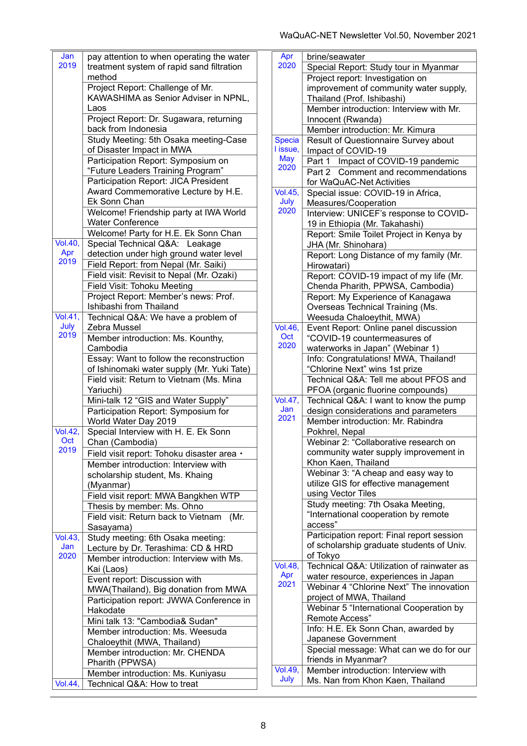| | |
|---|---|
| Jan 2019 | pay attention to when operating the water treatment system of rapid sand filtration method |
| | Project Report: Challenge of Mr. KAWASHIMA as Senior Adviser in NPNL, Laos |
| | Project Report: Dr. Sugawara, returning back from Indonesia |
| | Study Meeting: 5th Osaka meeting-Case of Disaster Impact in MWA |
| | Participation Report: Symposium on "Future Leaders Training Program" |
| | Participation Report: JICA President Award Commemorative Lecture by H.E. Ek Sonn Chan |
| | Welcome! Friendship party at IWA World Water Conference |
| | Welcome! Party for H.E. Ek Sonn Chan |
| Vol.40, Apr 2019 | Special Technical Q&A: Leakage detection under high ground water level |
| | Field Report: from Nepal (Mr. Saiki) |
| | Field visit: Revisit to Nepal (Mr. Ozaki) |
| | Field Visit: Tohoku Meeting |
| | Project Report: Member's news: Prof. Ishibashi from Thailand |
| Vol.41, July 2019 | Technical Q&A: We have a problem of Zebra Mussel |
| | Member introduction: Ms. Kounthy, Cambodia |
| | Essay: Want to follow the reconstruction of Ishinomaki water supply (Mr. Yuki Tate) |
| | Field visit: Return to Vietnam (Ms. Mina Yariuchi) |
| | Mini-talk 12 "GIS and Water Supply" |
| | Participation Report: Symposium for World Water Day 2019 |
| Vol.42, Oct 2019 | Special Interview with H. E. Ek Sonn Chan (Cambodia) |
| | Field visit report: Tohoku disaster area・ |
| | Member introduction: Interview with scholarship student, Ms. Khaing (Myanmar) |
| | Field visit report: MWA Bangkhen WTP |
| | Thesis by member: Ms. Ohno |
| | Field visit: Return back to Vietnam (Mr. Sasayama) |
| Vol.43, Jan 2020 | Study meeting: 6th Osaka meeting: Lecture by Dr. Terashima: CD & HRD |
| | Member introduction: Interview with Ms. Kai (Laos) |
| | Event report: Discussion with MWA(Thailand), Big donation from MWA |
| | Participation report: JWWA Conference in Hakodate |
| | Mini talk 13: "Cambodia& Sudan" |
| | Member introduction: Ms. Weesuda Chaloeythit (MWA, Thailand) |
| | Member introduction: Mr. CHENDA Pharith (PPWSA) |
| | Member introduction: Ms. Kuniyasu |
| Vol.44, | Technical Q&A: How to treat |

| | |
|---|---|
| Apr 2020 | brine/seawater |
| | Special Report: Study tour in Myanmar |
| | Project report: Investigation on improvement of community water supply, Thailand (Prof. Ishibashi) |
| | Member introduction: Interview with Mr. Innocent (Rwanda) |
| | Member introduction: Mr. Kimura |
| Special issue, May 2020 | Result of Questionnaire Survey about Impact of COVID-19 |
| | Part 1 Impact of COVID-19 pandemic |
| | Part 2 Comment and recommendations for WaQuAC-Net Activities |
| Vol.45, July 2020 | Special issue: COVID-19 in Africa, Measures/Cooperation |
| | Interview: UNICEF's response to COVID-19 in Ethiopia (Mr. Takahashi) |
| | Report: Smile Toilet Project in Kenya by JHA (Mr. Shinohara) |
| | Report: Long Distance of my family (Mr. Hirowatari) |
| | Report: COVID-19 impact of my life (Mr. Chenda Pharith, PPWSA, Cambodia) |
| | Report: My Experience of Kanagawa Overseas Technical Training (Ms. Weesuda Chaloeythit, MWA) |
| Vol.46, Oct 2020 | Event Report: Online panel discussion "COVID-19 countermeasures of waterworks in Japan" (Webinar 1) |
| | Info: Congratulations! MWA, Thailand! "Chlorine Next" wins 1st prize |
| | Technical Q&A: Tell me about PFOS and PFOA (organic fluorine compounds) |
| Vol.47, Jan 2021 | Technical Q&A: I want to know the pump design considerations and parameters |
| | Member introduction: Mr. Rabindra Pokhrel, Nepal |
| | Webinar 2: "Collaborative research on community water supply improvement in Khon Kaen, Thailand |
| | Webinar 3: "A cheap and easy way to utilize GIS for effective management using Vector Tiles |
| | Study meeting: 7th Osaka Meeting, "International cooperation by remote access" |
| | Participation report: Final report session of scholarship graduate students of Univ. of Tokyo |
| Vol.48, Apr 2021 | Technical Q&A: Utilization of rainwater as water resource, experiences in Japan |
| | Webinar 4 "Chlorine Next" The innovation project of MWA, Thailand |
| | Webinar 5 "International Cooperation by Remote Access" |
| | Info: H.E. Ek Sonn Chan, awarded by Japanese Government |
| | Special message: What can we do for our friends in Myanmar? |
| Vol.49, July | Member introduction: Interview with Ms. Nan from Khon Kaen, Thailand |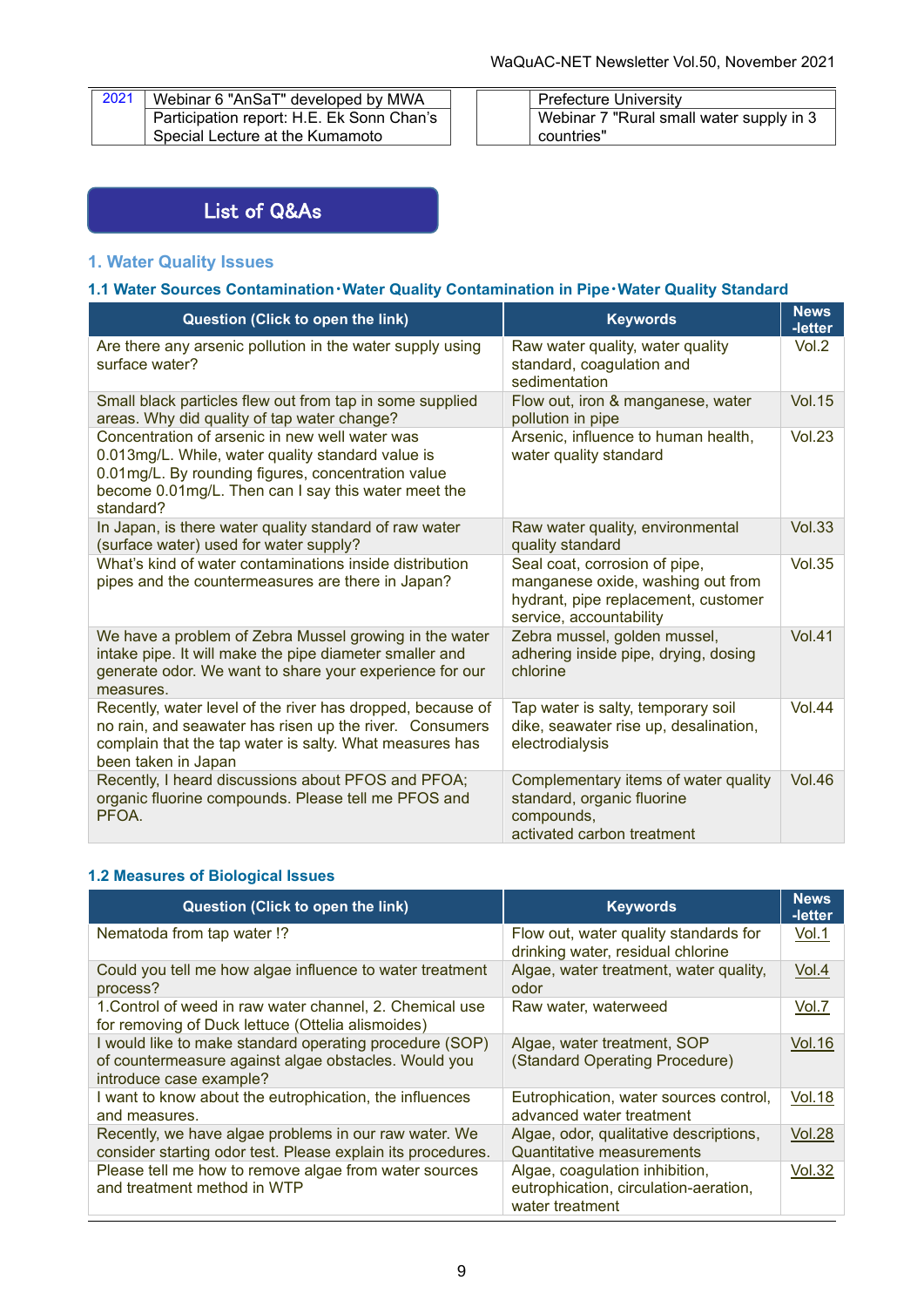| 2021 | Webinar 6 "AnSaT" developed by MWA | | Prefecture University |
|---|---|---|---|
| | Participation report: H.E. Ek Sonn Chan's Special Lecture at the Kumamoto | | Webinar 7 "Rural small water supply in 3 countries" |

## List of Q&As

### 1. Water Quality Issues

#### 1.1 Water Sources Contamination･Water Quality Contamination in Pipe･Water Quality Standard

| Question (Click to open the link) | Keywords | News -letter |
|---|---|---|
| Are there any arsenic pollution in the water supply using surface water? | Raw water quality, water quality standard, coagulation and sedimentation | Vol.2 |
| Small black particles flew out from tap in some supplied areas. Why did quality of tap water change? | Flow out, iron & manganese, water pollution in pipe | Vol.15 |
| Concentration of arsenic in new well water was 0.013mg/L. While, water quality standard value is 0.01mg/L. By rounding figures, concentration value become 0.01mg/L. Then can I say this water meet the standard? | Arsenic, influence to human health, water quality standard | Vol.23 |
| In Japan, is there water quality standard of raw water (surface water) used for water supply? | Raw water quality, environmental quality standard | Vol.33 |
| What's kind of water contaminations inside distribution pipes and the countermeasures are there in Japan? | Seal coat, corrosion of pipe, manganese oxide, washing out from hydrant, pipe replacement, customer service, accountability | Vol.35 |
| We have a problem of Zebra Mussel growing in the water intake pipe. It will make the pipe diameter smaller and generate odor. We want to share your experience for our measures. | Zebra mussel, golden mussel, adhering inside pipe, drying, dosing chlorine | Vol.41 |
| Recently, water level of the river has dropped, because of no rain, and seawater has risen up the river. Consumers complain that the tap water is salty. What measures has been taken in Japan | Tap water is salty, temporary soil dike, seawater rise up, desalination, electrodialysis | Vol.44 |
| Recently, I heard discussions about PFOS and PFOA; organic fluorine compounds. Please tell me PFOS and PFOA. | Complementary items of water quality standard, organic fluorine compounds, activated carbon treatment | Vol.46 |

#### 1.2 Measures of Biological Issues

| Question (Click to open the link) | Keywords | News -letter |
|---|---|---|
| Nematoda from tap water !? | Flow out, water quality standards for drinking water, residual chlorine | Vol.1 |
| Could you tell me how algae influence to water treatment process? | Algae, water treatment, water quality, odor | Vol.4 |
| 1.Control of weed in raw water channel, 2. Chemical use for removing of Duck lettuce (Ottelia alismoides) | Raw water, waterweed | Vol.7 |
| I would like to make standard operating procedure (SOP) of countermeasure against algae obstacles. Would you introduce case example? | Algae, water treatment, SOP (Standard Operating Procedure) | Vol.16 |
| I want to know about the eutrophication, the influences and measures. | Eutrophication, water sources control, advanced water treatment | Vol.18 |
| Recently, we have algae problems in our raw water. We consider starting odor test. Please explain its procedures. | Algae, odor, qualitative descriptions, Quantitative measurements | Vol.28 |
| Please tell me how to remove algae from water sources and treatment method in WTP | Algae, coagulation inhibition, eutrophication, circulation-aeration, water treatment | Vol.32 |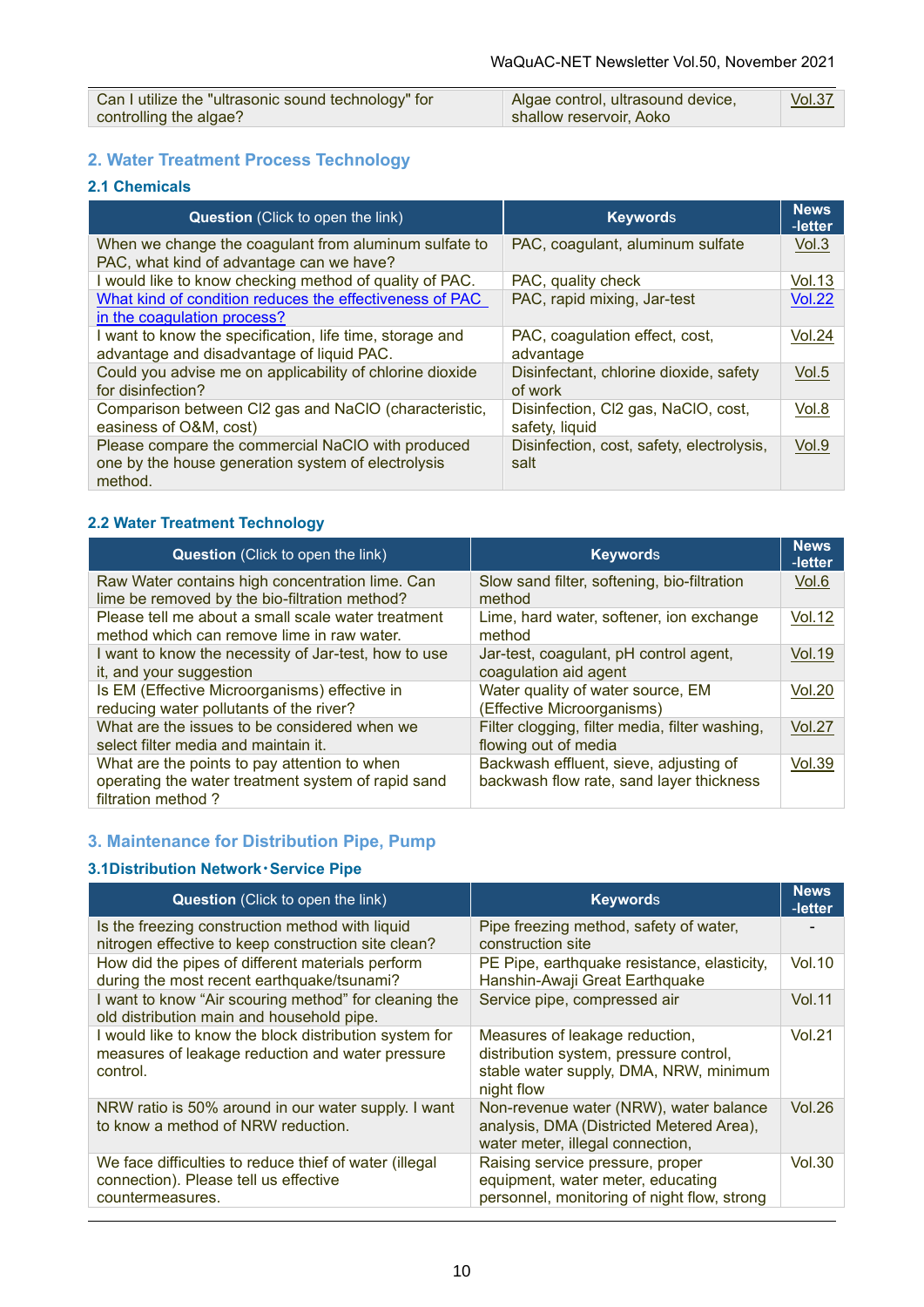| Can I utilize the "ultrasonic sound technology" for controlling the algae? | Algae control, ultrasound device, shallow reservoir, Aoko | Vol.37 |
|---|---|---|

## 2. Water Treatment Process Technology

### 2.1 Chemicals

| **Question** (Click to open the link) | **Keywords** | **News -letter** |
|---|---|---|
| When we change the coagulant from aluminum sulfate to PAC, what kind of advantage can we have? | PAC, coagulant, aluminum sulfate | Vol.3 |
| I would like to know checking method of quality of PAC. | PAC, quality check | Vol.13 |
| What kind of condition reduces the effectiveness of PAC in the coagulation process? | PAC, rapid mixing, Jar-test | Vol.22 |
| I want to know the specification, life time, storage and advantage and disadvantage of liquid PAC. | PAC, coagulation effect, cost, advantage | Vol.24 |
| Could you advise me on applicability of chlorine dioxide for disinfection? | Disinfectant, chlorine dioxide, safety of work | Vol.5 |
| Comparison between Cl2 gas and NaClO (characteristic, easiness of O&M, cost) | Disinfection, Cl2 gas, NaClO, cost, safety, liquid | Vol.8 |
| Please compare the commercial NaClO with produced one by the house generation system of electrolysis method. | Disinfection, cost, safety, electrolysis, salt | Vol.9 |

### 2.2 Water Treatment Technology

| **Question** (Click to open the link) | **Keywords** | **News -letter** |
|---|---|---|
| Raw Water contains high concentration lime. Can lime be removed by the bio-filtration method? | Slow sand filter, softening, bio-filtration method | Vol.6 |
| Please tell me about a small scale water treatment method which can remove lime in raw water. | Lime, hard water, softener, ion exchange method | Vol.12 |
| I want to know the necessity of Jar-test, how to use it, and your suggestion | Jar-test, coagulant, pH control agent, coagulation aid agent | Vol.19 |
| Is EM (Effective Microorganisms) effective in reducing water pollutants of the river? | Water quality of water source, EM (Effective Microorganisms) | Vol.20 |
| What are the issues to be considered when we select filter media and maintain it. | Filter clogging, filter media, filter washing, flowing out of media | Vol.27 |
| What are the points to pay attention to when operating the water treatment system of rapid sand filtration method ? | Backwash effluent, sieve, adjusting of backwash flow rate, sand layer thickness | Vol.39 |

## 3. Maintenance for Distribution Pipe, Pump

### 3.1Distribution Network・Service Pipe

| **Question** (Click to open the link) | **Keywords** | **News -letter** |
|---|---|---|
| Is the freezing construction method with liquid nitrogen effective to keep construction site clean? | Pipe freezing method, safety of water, construction site | - |
| How did the pipes of different materials perform during the most recent earthquake/tsunami? | PE Pipe, earthquake resistance, elasticity, Hanshin-Awaji Great Earthquake | Vol.10 |
| I want to know “Air scouring method” for cleaning the old distribution main and household pipe. | Service pipe, compressed air | Vol.11 |
| I would like to know the block distribution system for measures of leakage reduction and water pressure control. | Measures of leakage reduction, distribution system, pressure control, stable water supply, DMA, NRW, minimum night flow | Vol.21 |
| NRW ratio is 50% around in our water supply. I want to know a method of NRW reduction. | Non-revenue water (NRW), water balance analysis, DMA (Districted Metered Area), water meter, illegal connection, | Vol.26 |
| We face difficulties to reduce thief of water (illegal connection). Please tell us effective countermeasures. | Raising service pressure, proper equipment, water meter, educating personnel, monitoring of night flow, strong | Vol.30 |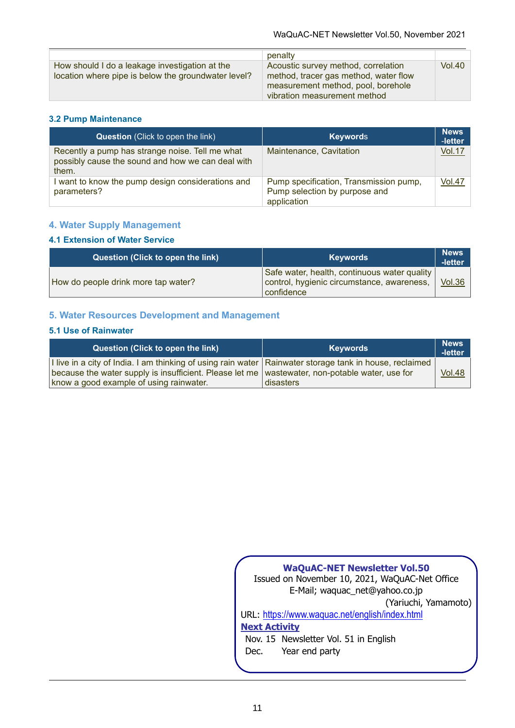| | | |
|---|---|---|
| | penalty | |
| How should I do a leakage investigation at the location where pipe is below the groundwater level? | Acoustic survey method, correlation method, tracer gas method, water flow measurement method, pool, borehole vibration measurement method | Vol.40 |

### 3.2 Pump Maintenance

| **Question** (Click to open the link) | **Keywords** | **News -letter** |
|---|---|---|
| Recently a pump has strange noise. Tell me what possibly cause the sound and how we can deal with them. | Maintenance, Cavitation | Vol.17 |
| I want to know the pump design considerations and parameters? | Pump specification, Transmission pump, Pump selection by purpose and application | Vol.47 |

## 4. Water Supply Management

### 4.1 Extension of Water Service

| **Question (Click to open the link)** | **Keywords** | **News -letter** |
|---|---|---|
| How do people drink more tap water? | Safe water, health, continuous water quality control, hygienic circumstance, awareness, confidence | Vol.36 |

## 5. Water Resources Development and Management

### 5.1 Use of Rainwater

| **Question (Click to open the link)** | **Keywords** | **News -letter** |
|---|---|---|
| I live in a city of India. I am thinking of using rain water because the water supply is insufficient. Please let me know a good example of using rainwater. | Rainwater storage tank in house, reclaimed wastewater, non-potable water, use for disasters | Vol.48 |

**WaQuAC-NET Newsletter Vol.50**
Issued on November 10, 2021, WaQuAC-Net Office
E-Mail; waquac_net@yahoo.co.jp
(Yariuchi, Yamamoto)
URL: https://www.waquac.net/english/index.html

**Next Activity**

Nov. 15 Newsletter Vol. 51 in English
Dec. Year end party